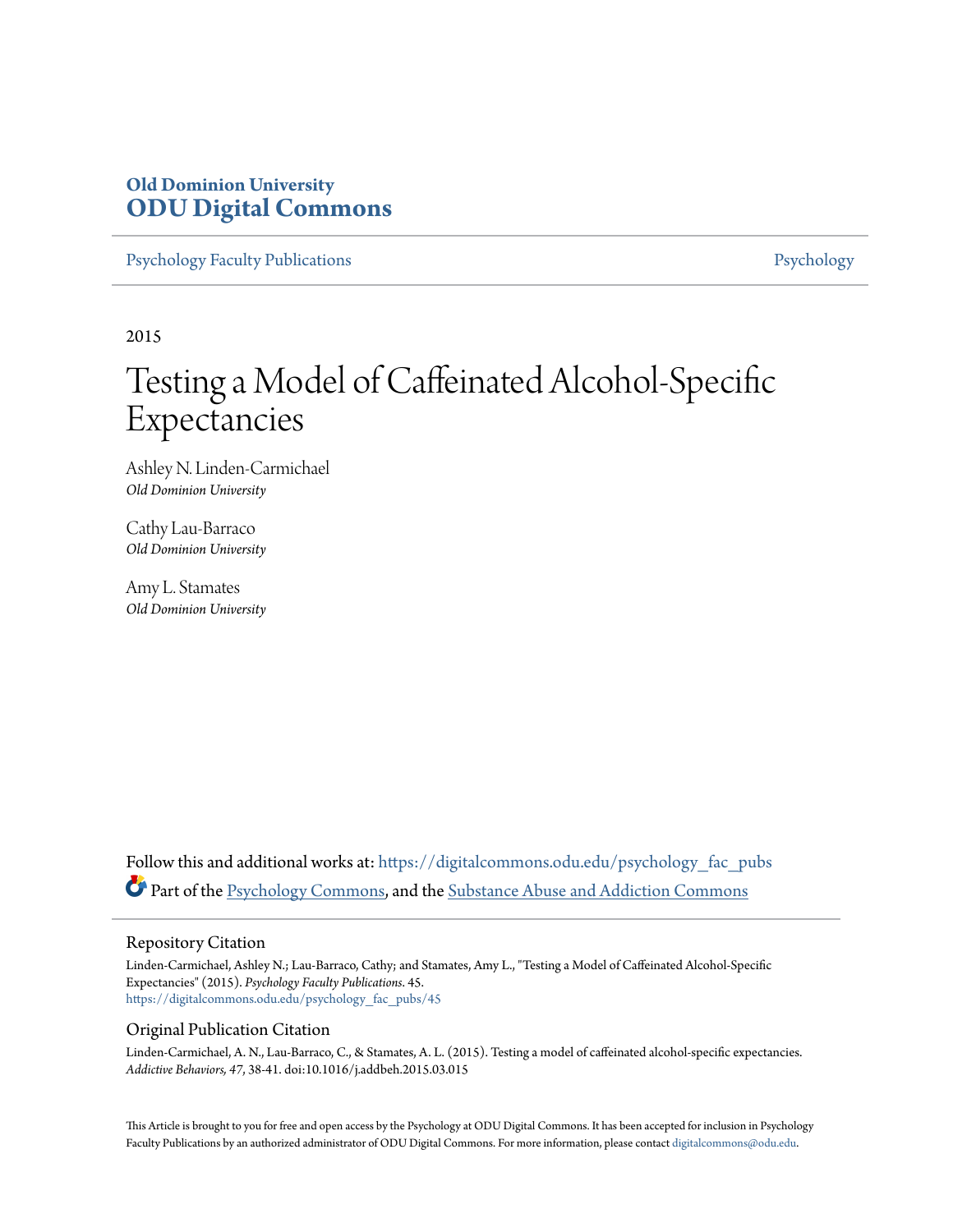**Old Dominion University**
**ODU Digital Commons**

Psychology Faculty Publications | Psychology

2015

# Testing a Model of Caffeinated Alcohol-Specific Expectancies

Ashley N. Linden-Carmichael
*Old Dominion University*

Cathy Lau-Barraco
*Old Dominion University*

Amy L. Stamates
*Old Dominion University*

Follow this and additional works at: https://digitalcommons.odu.edu/psychology_fac_pubs

Part of the Psychology Commons, and the Substance Abuse and Addiction Commons

## Repository Citation

Linden-Carmichael, Ashley N.; Lau-Barraco, Cathy; and Stamates, Amy L., "Testing a Model of Caffeinated Alcohol-Specific Expectancies" (2015). *Psychology Faculty Publications*. 45.
https://digitalcommons.odu.edu/psychology_fac_pubs/45

## Original Publication Citation

Linden-Carmichael, A. N., Lau-Barraco, C., & Stamates, A. L. (2015). Testing a model of caffeinated alcohol-specific expectancies. *Addictive Behaviors, 47*, 38-41. doi:10.1016/j.addbeh.2015.03.015

This Article is brought to you for free and open access by the Psychology at ODU Digital Commons. It has been accepted for inclusion in Psychology Faculty Publications by an authorized administrator of ODU Digital Commons. For more information, please contact digitalcommons@odu.edu.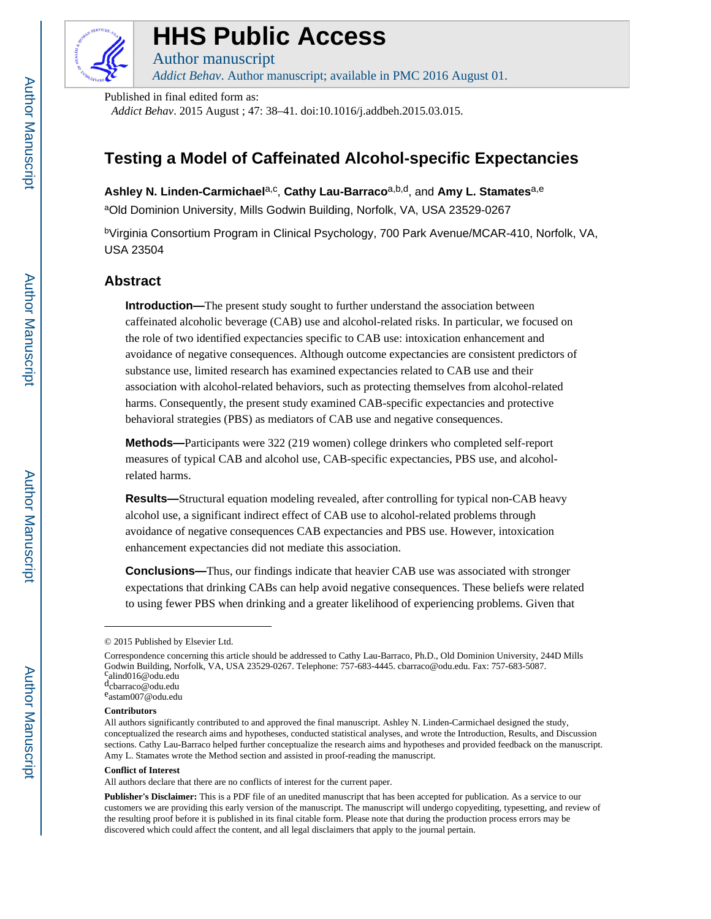# HHS Public Access

Author manuscript

*Addict Behav*. Author manuscript; available in PMC 2016 August 01.

Published in final edited form as:

*Addict Behav*. 2015 August ; 47: 38–41. doi:10.1016/j.addbeh.2015.03.015.

# Testing a Model of Caffeinated Alcohol-specific Expectancies

**Ashley N. Linden-Carmichael**[a,c], **Cathy Lau-Barraco**[a,b,d], and **Amy L. Stamates**[a,e]

[a]Old Dominion University, Mills Godwin Building, Norfolk, VA, USA 23529-0267

[b]Virginia Consortium Program in Clinical Psychology, 700 Park Avenue/MCAR-410, Norfolk, VA, USA 23504

## Abstract

**Introduction—**The present study sought to further understand the association between caffeinated alcoholic beverage (CAB) use and alcohol-related risks. In particular, we focused on the role of two identified expectancies specific to CAB use: intoxication enhancement and avoidance of negative consequences. Although outcome expectancies are consistent predictors of substance use, limited research has examined expectancies related to CAB use and their association with alcohol-related behaviors, such as protecting themselves from alcohol-related harms. Consequently, the present study examined CAB-specific expectancies and protective behavioral strategies (PBS) as mediators of CAB use and negative consequences.

**Methods—**Participants were 322 (219 women) college drinkers who completed self-report measures of typical CAB and alcohol use, CAB-specific expectancies, PBS use, and alcohol-related harms.

**Results—**Structural equation modeling revealed, after controlling for typical non-CAB heavy alcohol use, a significant indirect effect of CAB use to alcohol-related problems through avoidance of negative consequences CAB expectancies and PBS use. However, intoxication enhancement expectancies did not mediate this association.

**Conclusions—**Thus, our findings indicate that heavier CAB use was associated with stronger expectations that drinking CABs can help avoid negative consequences. These beliefs were related to using fewer PBS when drinking and a greater likelihood of experiencing problems. Given that

---

© 2015 Published by Elsevier Ltd.

Correspondence concerning this article should be addressed to Cathy Lau-Barraco, Ph.D., Old Dominion University, 244D Mills Godwin Building, Norfolk, VA, USA 23529-0267. Telephone: 757-683-4445. cbarraco@odu.edu. Fax: 757-683-5087.

[c]alind016@odu.edu

[d]cbarraco@odu.edu

[e]astam007@odu.edu

**Contributors**

All authors significantly contributed to and approved the final manuscript. Ashley N. Linden-Carmichael designed the study, conceptualized the research aims and hypotheses, conducted statistical analyses, and wrote the Introduction, Results, and Discussion sections. Cathy Lau-Barraco helped further conceptualize the research aims and hypotheses and provided feedback on the manuscript. Amy L. Stamates wrote the Method section and assisted in proof-reading the manuscript.

**Conflict of Interest**

All authors declare that there are no conflicts of interest for the current paper.

**Publisher's Disclaimer:** This is a PDF file of an unedited manuscript that has been accepted for publication. As a service to our customers we are providing this early version of the manuscript. The manuscript will undergo copyediting, typesetting, and review of the resulting proof before it is published in its final citable form. Please note that during the production process errors may be discovered which could affect the content, and all legal disclaimers that apply to the journal pertain.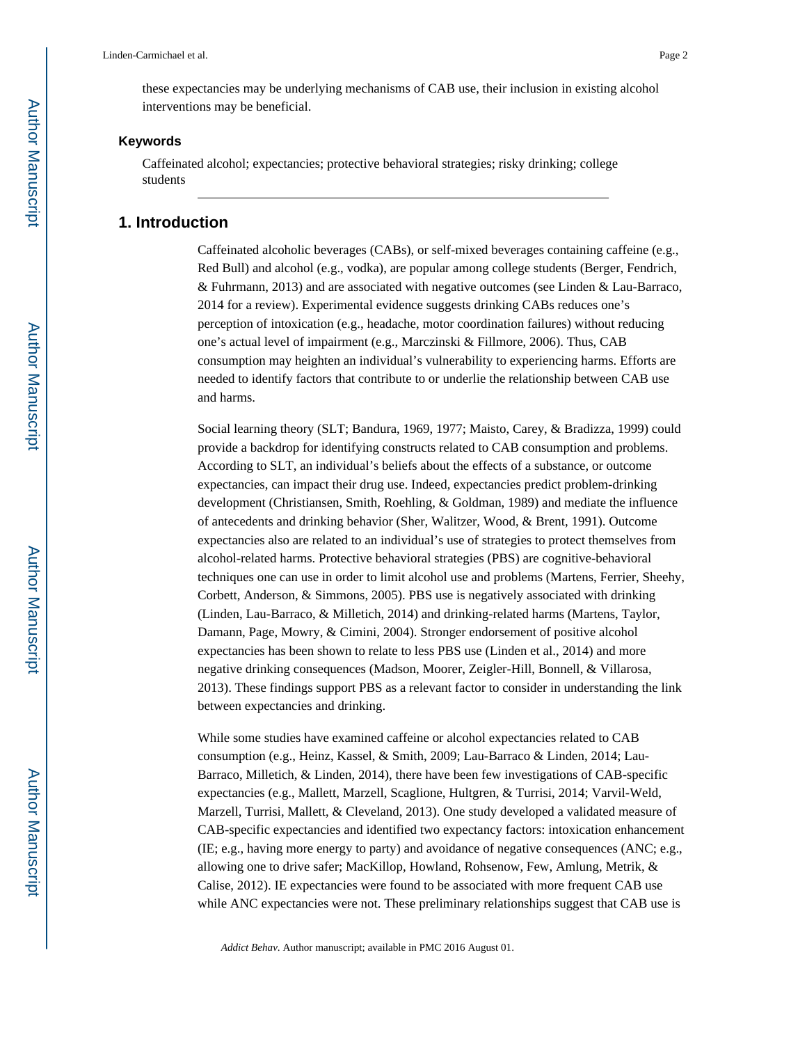these expectancies may be underlying mechanisms of CAB use, their inclusion in existing alcohol interventions may be beneficial.

### Keywords

Caffeinated alcohol; expectancies; protective behavioral strategies; risky drinking; college students

## 1. Introduction

Caffeinated alcoholic beverages (CABs), or self-mixed beverages containing caffeine (e.g., Red Bull) and alcohol (e.g., vodka), are popular among college students (Berger, Fendrich, & Fuhrmann, 2013) and are associated with negative outcomes (see Linden & Lau-Barraco, 2014 for a review). Experimental evidence suggests drinking CABs reduces one's perception of intoxication (e.g., headache, motor coordination failures) without reducing one's actual level of impairment (e.g., Marczinski & Fillmore, 2006). Thus, CAB consumption may heighten an individual's vulnerability to experiencing harms. Efforts are needed to identify factors that contribute to or underlie the relationship between CAB use and harms.

Social learning theory (SLT; Bandura, 1969, 1977; Maisto, Carey, & Bradizza, 1999) could provide a backdrop for identifying constructs related to CAB consumption and problems. According to SLT, an individual's beliefs about the effects of a substance, or outcome expectancies, can impact their drug use. Indeed, expectancies predict problem-drinking development (Christiansen, Smith, Roehling, & Goldman, 1989) and mediate the influence of antecedents and drinking behavior (Sher, Walitzer, Wood, & Brent, 1991). Outcome expectancies also are related to an individual's use of strategies to protect themselves from alcohol-related harms. Protective behavioral strategies (PBS) are cognitive-behavioral techniques one can use in order to limit alcohol use and problems (Martens, Ferrier, Sheehy, Corbett, Anderson, & Simmons, 2005). PBS use is negatively associated with drinking (Linden, Lau-Barraco, & Milletich, 2014) and drinking-related harms (Martens, Taylor, Damann, Page, Mowry, & Cimini, 2004). Stronger endorsement of positive alcohol expectancies has been shown to relate to less PBS use (Linden et al., 2014) and more negative drinking consequences (Madson, Moorer, Zeigler-Hill, Bonnell, & Villarosa, 2013). These findings support PBS as a relevant factor to consider in understanding the link between expectancies and drinking.

While some studies have examined caffeine or alcohol expectancies related to CAB consumption (e.g., Heinz, Kassel, & Smith, 2009; Lau-Barraco & Linden, 2014; Lau-Barraco, Milletich, & Linden, 2014), there have been few investigations of CAB-specific expectancies (e.g., Mallett, Marzell, Scaglione, Hultgren, & Turrisi, 2014; Varvil-Weld, Marzell, Turrisi, Mallett, & Cleveland, 2013). One study developed a validated measure of CAB-specific expectancies and identified two expectancy factors: intoxication enhancement (IE; e.g., having more energy to party) and avoidance of negative consequences (ANC; e.g., allowing one to drive safer; MacKillop, Howland, Rohsenow, Few, Amlung, Metrik, & Calise, 2012). IE expectancies were found to be associated with more frequent CAB use while ANC expectancies were not. These preliminary relationships suggest that CAB use is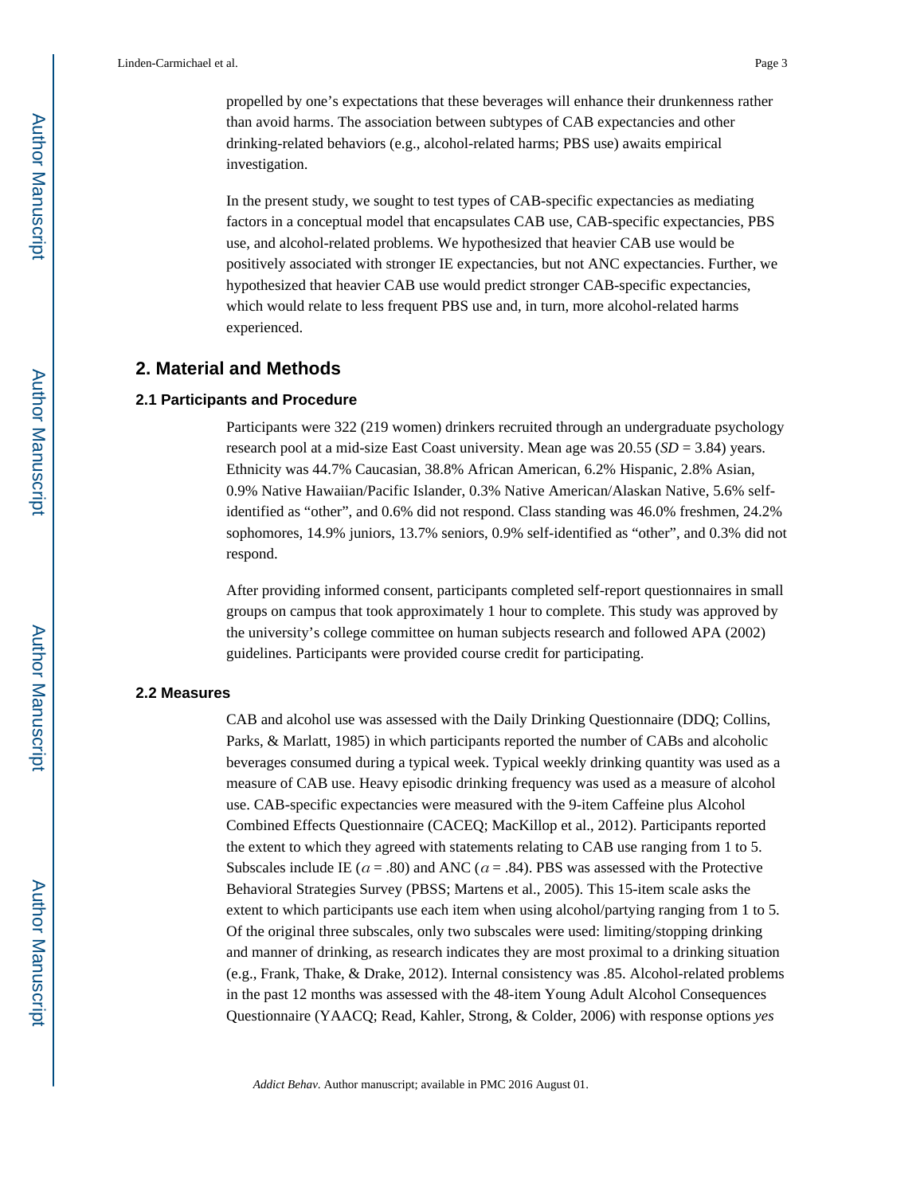propelled by one's expectations that these beverages will enhance their drunkenness rather than avoid harms. The association between subtypes of CAB expectancies and other drinking-related behaviors (e.g., alcohol-related harms; PBS use) awaits empirical investigation.

In the present study, we sought to test types of CAB-specific expectancies as mediating factors in a conceptual model that encapsulates CAB use, CAB-specific expectancies, PBS use, and alcohol-related problems. We hypothesized that heavier CAB use would be positively associated with stronger IE expectancies, but not ANC expectancies. Further, we hypothesized that heavier CAB use would predict stronger CAB-specific expectancies, which would relate to less frequent PBS use and, in turn, more alcohol-related harms experienced.

## 2. Material and Methods

### 2.1 Participants and Procedure

Participants were 322 (219 women) drinkers recruited through an undergraduate psychology research pool at a mid-size East Coast university. Mean age was 20.55 (*SD* = 3.84) years. Ethnicity was 44.7% Caucasian, 38.8% African American, 6.2% Hispanic, 2.8% Asian, 0.9% Native Hawaiian/Pacific Islander, 0.3% Native American/Alaskan Native, 5.6% self-identified as "other", and 0.6% did not respond. Class standing was 46.0% freshmen, 24.2% sophomores, 14.9% juniors, 13.7% seniors, 0.9% self-identified as "other", and 0.3% did not respond.

After providing informed consent, participants completed self-report questionnaires in small groups on campus that took approximately 1 hour to complete. This study was approved by the university's college committee on human subjects research and followed APA (2002) guidelines. Participants were provided course credit for participating.

### 2.2 Measures

CAB and alcohol use was assessed with the Daily Drinking Questionnaire (DDQ; Collins, Parks, & Marlatt, 1985) in which participants reported the number of CABs and alcoholic beverages consumed during a typical week. Typical weekly drinking quantity was used as a measure of CAB use. Heavy episodic drinking frequency was used as a measure of alcohol use. CAB-specific expectancies were measured with the 9-item Caffeine plus Alcohol Combined Effects Questionnaire (CACEQ; MacKillop et al., 2012). Participants reported the extent to which they agreed with statements relating to CAB use ranging from 1 to 5. Subscales include IE ($\alpha$ = .80) and ANC ($\alpha$ = .84). PBS was assessed with the Protective Behavioral Strategies Survey (PBSS; Martens et al., 2005). This 15-item scale asks the extent to which participants use each item when using alcohol/partying ranging from 1 to 5. Of the original three subscales, only two subscales were used: limiting/stopping drinking and manner of drinking, as research indicates they are most proximal to a drinking situation (e.g., Frank, Thake, & Drake, 2012). Internal consistency was .85. Alcohol-related problems in the past 12 months was assessed with the 48-item Young Adult Alcohol Consequences Questionnaire (YAACQ; Read, Kahler, Strong, & Colder, 2006) with response options *yes*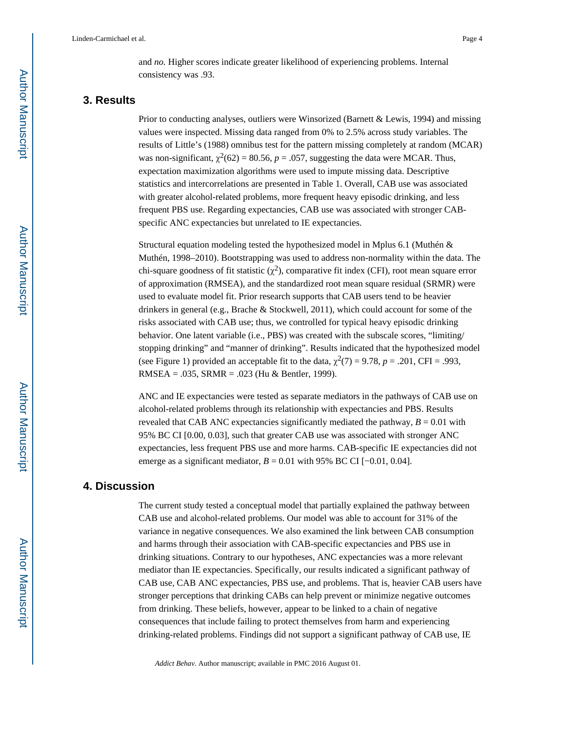and *no.* Higher scores indicate greater likelihood of experiencing problems. Internal consistency was .93.

## 3. Results

Prior to conducting analyses, outliers were Winsorized (Barnett & Lewis, 1994) and missing values were inspected. Missing data ranged from 0% to 2.5% across study variables. The results of Little's (1988) omnibus test for the pattern missing completely at random (MCAR) was non-significant, $\chi^2(62) = 80.56$, $p = .057$, suggesting the data were MCAR. Thus, expectation maximization algorithms were used to impute missing data. Descriptive statistics and intercorrelations are presented in Table 1. Overall, CAB use was associated with greater alcohol-related problems, more frequent heavy episodic drinking, and less frequent PBS use. Regarding expectancies, CAB use was associated with stronger CAB-specific ANC expectancies but unrelated to IE expectancies.

Structural equation modeling tested the hypothesized model in Mplus 6.1 (Muthén & Muthén, 1998–2010). Bootstrapping was used to address non-normality within the data. The chi-square goodness of fit statistic ($\chi^2$), comparative fit index (CFI), root mean square error of approximation (RMSEA), and the standardized root mean square residual (SRMR) were used to evaluate model fit. Prior research supports that CAB users tend to be heavier drinkers in general (e.g., Brache & Stockwell, 2011), which could account for some of the risks associated with CAB use; thus, we controlled for typical heavy episodic drinking behavior. One latent variable (i.e., PBS) was created with the subscale scores, "limiting/stopping drinking" and "manner of drinking". Results indicated that the hypothesized model (see Figure 1) provided an acceptable fit to the data, $\chi^2(7) = 9.78$, $p = .201$, CFI = .993, RMSEA = .035, SRMR = .023 (Hu & Bentler, 1999).

ANC and IE expectancies were tested as separate mediators in the pathways of CAB use on alcohol-related problems through its relationship with expectancies and PBS. Results revealed that CAB ANC expectancies significantly mediated the pathway, $B = 0.01$ with 95% BC CI [0.00, 0.03], such that greater CAB use was associated with stronger ANC expectancies, less frequent PBS use and more harms. CAB-specific IE expectancies did not emerge as a significant mediator, $B = 0.01$ with 95% BC CI [−0.01, 0.04].

## 4. Discussion

The current study tested a conceptual model that partially explained the pathway between CAB use and alcohol-related problems. Our model was able to account for 31% of the variance in negative consequences. We also examined the link between CAB consumption and harms through their association with CAB-specific expectancies and PBS use in drinking situations. Contrary to our hypotheses, ANC expectancies was a more relevant mediator than IE expectancies. Specifically, our results indicated a significant pathway of CAB use, CAB ANC expectancies, PBS use, and problems. That is, heavier CAB users have stronger perceptions that drinking CABs can help prevent or minimize negative outcomes from drinking. These beliefs, however, appear to be linked to a chain of negative consequences that include failing to protect themselves from harm and experiencing drinking-related problems. Findings did not support a significant pathway of CAB use, IE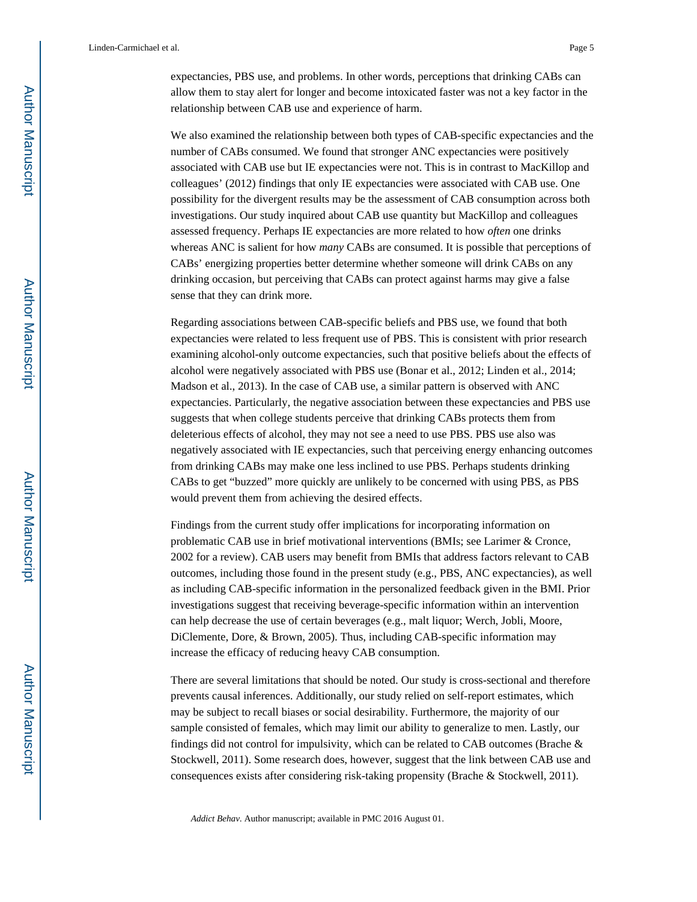expectancies, PBS use, and problems. In other words, perceptions that drinking CABs can allow them to stay alert for longer and become intoxicated faster was not a key factor in the relationship between CAB use and experience of harm.

We also examined the relationship between both types of CAB-specific expectancies and the number of CABs consumed. We found that stronger ANC expectancies were positively associated with CAB use but IE expectancies were not. This is in contrast to MacKillop and colleagues' (2012) findings that only IE expectancies were associated with CAB use. One possibility for the divergent results may be the assessment of CAB consumption across both investigations. Our study inquired about CAB use quantity but MacKillop and colleagues assessed frequency. Perhaps IE expectancies are more related to how *often* one drinks whereas ANC is salient for how *many* CABs are consumed. It is possible that perceptions of CABs' energizing properties better determine whether someone will drink CABs on any drinking occasion, but perceiving that CABs can protect against harms may give a false sense that they can drink more.

Regarding associations between CAB-specific beliefs and PBS use, we found that both expectancies were related to less frequent use of PBS. This is consistent with prior research examining alcohol-only outcome expectancies, such that positive beliefs about the effects of alcohol were negatively associated with PBS use (Bonar et al., 2012; Linden et al., 2014; Madson et al., 2013). In the case of CAB use, a similar pattern is observed with ANC expectancies. Particularly, the negative association between these expectancies and PBS use suggests that when college students perceive that drinking CABs protects them from deleterious effects of alcohol, they may not see a need to use PBS. PBS use also was negatively associated with IE expectancies, such that perceiving energy enhancing outcomes from drinking CABs may make one less inclined to use PBS. Perhaps students drinking CABs to get "buzzed" more quickly are unlikely to be concerned with using PBS, as PBS would prevent them from achieving the desired effects.

Findings from the current study offer implications for incorporating information on problematic CAB use in brief motivational interventions (BMIs; see Larimer & Cronce, 2002 for a review). CAB users may benefit from BMIs that address factors relevant to CAB outcomes, including those found in the present study (e.g., PBS, ANC expectancies), as well as including CAB-specific information in the personalized feedback given in the BMI. Prior investigations suggest that receiving beverage-specific information within an intervention can help decrease the use of certain beverages (e.g., malt liquor; Werch, Jobli, Moore, DiClemente, Dore, & Brown, 2005). Thus, including CAB-specific information may increase the efficacy of reducing heavy CAB consumption.

There are several limitations that should be noted. Our study is cross-sectional and therefore prevents causal inferences. Additionally, our study relied on self-report estimates, which may be subject to recall biases or social desirability. Furthermore, the majority of our sample consisted of females, which may limit our ability to generalize to men. Lastly, our findings did not control for impulsivity, which can be related to CAB outcomes (Brache & Stockwell, 2011). Some research does, however, suggest that the link between CAB use and consequences exists after considering risk-taking propensity (Brache & Stockwell, 2011).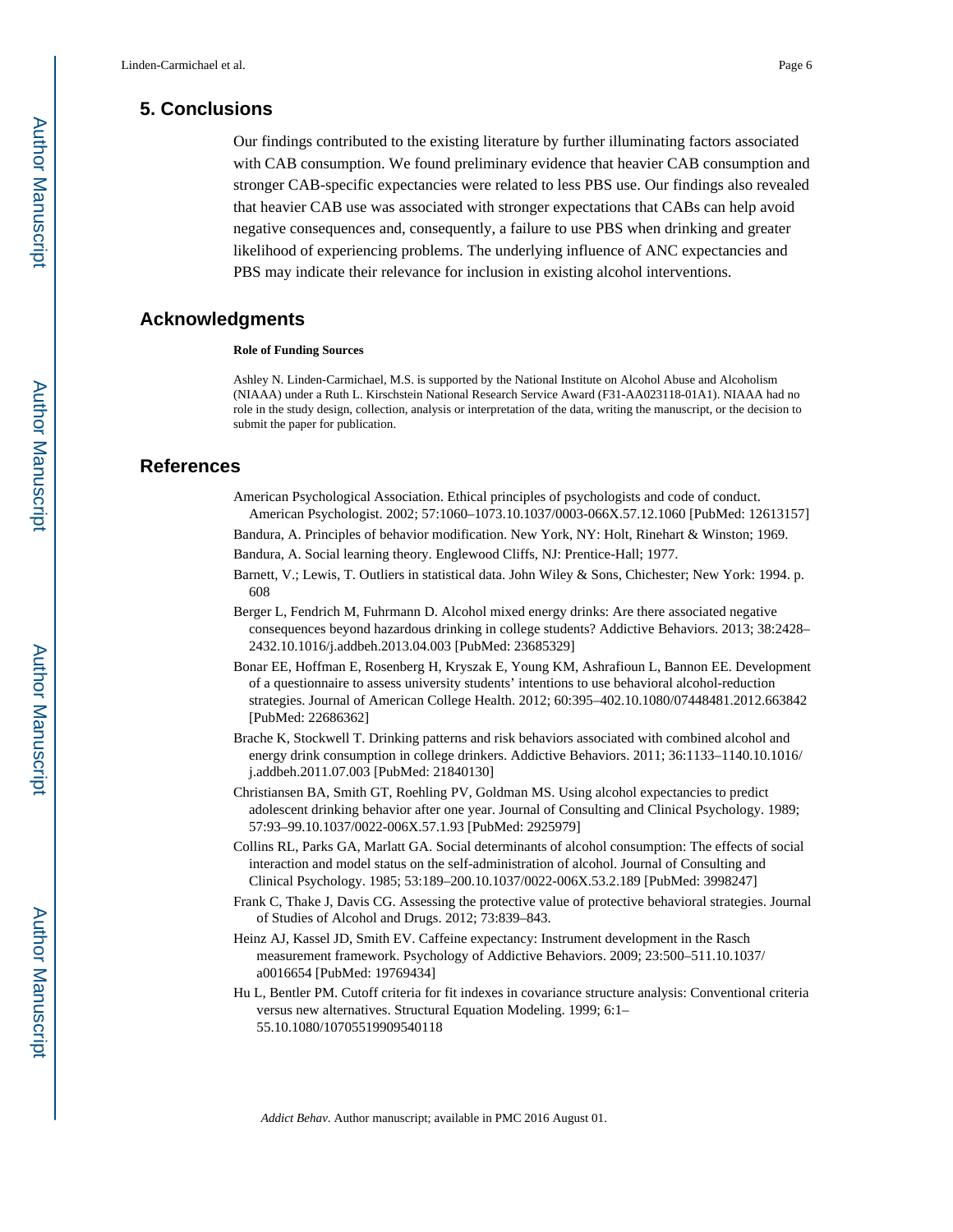## 5. Conclusions

Our findings contributed to the existing literature by further illuminating factors associated with CAB consumption. We found preliminary evidence that heavier CAB consumption and stronger CAB-specific expectancies were related to less PBS use. Our findings also revealed that heavier CAB use was associated with stronger expectations that CABs can help avoid negative consequences and, consequently, a failure to use PBS when drinking and greater likelihood of experiencing problems. The underlying influence of ANC expectancies and PBS may indicate their relevance for inclusion in existing alcohol interventions.

## Acknowledgments

**Role of Funding Sources**

Ashley N. Linden-Carmichael, M.S. is supported by the National Institute on Alcohol Abuse and Alcoholism (NIAAA) under a Ruth L. Kirschstein National Research Service Award (F31-AA023118-01A1). NIAAA had no role in the study design, collection, analysis or interpretation of the data, writing the manuscript, or the decision to submit the paper for publication.

## References

American Psychological Association. Ethical principles of psychologists and code of conduct. American Psychologist. 2002; 57:1060–1073.10.1037/0003-066X.57.12.1060 [PubMed: 12613157]

Bandura, A. Principles of behavior modification. New York, NY: Holt, Rinehart & Winston; 1969.

Bandura, A. Social learning theory. Englewood Cliffs, NJ: Prentice-Hall; 1977.

Barnett, V.; Lewis, T. Outliers in statistical data. John Wiley & Sons, Chichester; New York: 1994. p. 608

Berger L, Fendrich M, Fuhrmann D. Alcohol mixed energy drinks: Are there associated negative consequences beyond hazardous drinking in college students? Addictive Behaviors. 2013; 38:2428–2432.10.1016/j.addbeh.2013.04.003 [PubMed: 23685329]

Bonar EE, Hoffman E, Rosenberg H, Kryszak E, Young KM, Ashrafioun L, Bannon EE. Development of a questionnaire to assess university students' intentions to use behavioral alcohol-reduction strategies. Journal of American College Health. 2012; 60:395–402.10.1080/07448481.2012.663842 [PubMed: 22686362]

Brache K, Stockwell T. Drinking patterns and risk behaviors associated with combined alcohol and energy drink consumption in college drinkers. Addictive Behaviors. 2011; 36:1133–1140.10.1016/j.addbeh.2011.07.003 [PubMed: 21840130]

Christiansen BA, Smith GT, Roehling PV, Goldman MS. Using alcohol expectancies to predict adolescent drinking behavior after one year. Journal of Consulting and Clinical Psychology. 1989; 57:93–99.10.1037/0022-006X.57.1.93 [PubMed: 2925979]

Collins RL, Parks GA, Marlatt GA. Social determinants of alcohol consumption: The effects of social interaction and model status on the self-administration of alcohol. Journal of Consulting and Clinical Psychology. 1985; 53:189–200.10.1037/0022-006X.53.2.189 [PubMed: 3998247]

Frank C, Thake J, Davis CG. Assessing the protective value of protective behavioral strategies. Journal of Studies of Alcohol and Drugs. 2012; 73:839–843.

Heinz AJ, Kassel JD, Smith EV. Caffeine expectancy: Instrument development in the Rasch measurement framework. Psychology of Addictive Behaviors. 2009; 23:500–511.10.1037/a0016654 [PubMed: 19769434]

Hu L, Bentler PM. Cutoff criteria for fit indexes in covariance structure analysis: Conventional criteria versus new alternatives. Structural Equation Modeling. 1999; 6:1–55.10.1080/10705519909540118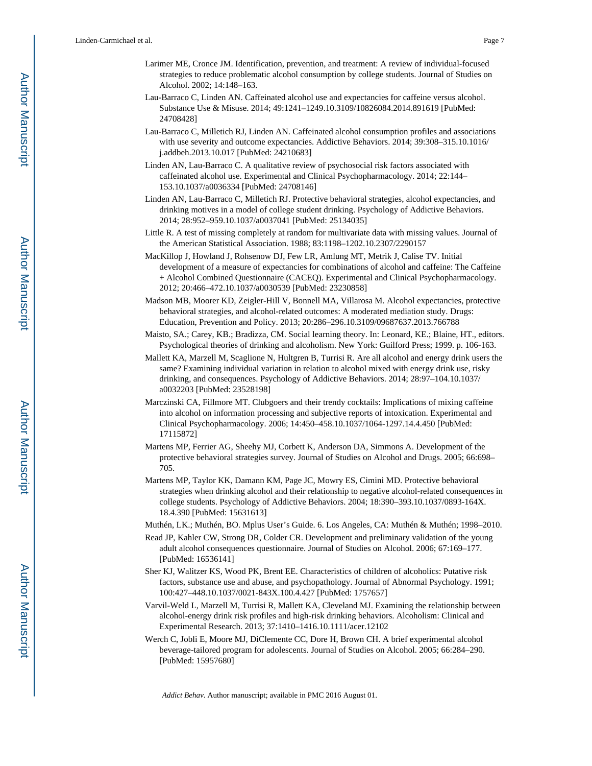Larimer ME, Cronce JM. Identification, prevention, and treatment: A review of individual-focused strategies to reduce problematic alcohol consumption by college students. Journal of Studies on Alcohol. 2002; 14:148–163.

Lau-Barraco C, Linden AN. Caffeinated alcohol use and expectancies for caffeine versus alcohol. Substance Use & Misuse. 2014; 49:1241–1249.10.3109/10826084.2014.891619 [PubMed: 24708428]

Lau-Barraco C, Milletich RJ, Linden AN. Caffeinated alcohol consumption profiles and associations with use severity and outcome expectancies. Addictive Behaviors. 2014; 39:308–315.10.1016/j.addbeh.2013.10.017 [PubMed: 24210683]

Linden AN, Lau-Barraco C. A qualitative review of psychosocial risk factors associated with caffeinated alcohol use. Experimental and Clinical Psychopharmacology. 2014; 22:144–153.10.1037/a0036334 [PubMed: 24708146]

Linden AN, Lau-Barraco C, Milletich RJ. Protective behavioral strategies, alcohol expectancies, and drinking motives in a model of college student drinking. Psychology of Addictive Behaviors. 2014; 28:952–959.10.1037/a0037041 [PubMed: 25134035]

Little R. A test of missing completely at random for multivariate data with missing values. Journal of the American Statistical Association. 1988; 83:1198–1202.10.2307/2290157

MacKillop J, Howland J, Rohsenow DJ, Few LR, Amlung MT, Metrik J, Calise TV. Initial development of a measure of expectancies for combinations of alcohol and caffeine: The Caffeine + Alcohol Combined Questionnaire (CACEQ). Experimental and Clinical Psychopharmacology. 2012; 20:466–472.10.1037/a0030539 [PubMed: 23230858]

Madson MB, Moorer KD, Zeigler-Hill V, Bonnell MA, Villarosa M. Alcohol expectancies, protective behavioral strategies, and alcohol-related outcomes: A moderated mediation study. Drugs: Education, Prevention and Policy. 2013; 20:286–296.10.3109/09687637.2013.766788

Maisto, SA.; Carey, KB.; Bradizza, CM. Social learning theory. In: Leonard, KE.; Blaine, HT., editors. Psychological theories of drinking and alcoholism. New York: Guilford Press; 1999. p. 106-163.

Mallett KA, Marzell M, Scaglione N, Hultgren B, Turrisi R. Are all alcohol and energy drink users the same? Examining individual variation in relation to alcohol mixed with energy drink use, risky drinking, and consequences. Psychology of Addictive Behaviors. 2014; 28:97–104.10.1037/a0032203 [PubMed: 23528198]

Marczinski CA, Fillmore MT. Clubgoers and their trendy cocktails: Implications of mixing caffeine into alcohol on information processing and subjective reports of intoxication. Experimental and Clinical Psychopharmacology. 2006; 14:450–458.10.1037/1064-1297.14.4.450 [PubMed: 17115872]

Martens MP, Ferrier AG, Sheehy MJ, Corbett K, Anderson DA, Simmons A. Development of the protective behavioral strategies survey. Journal of Studies on Alcohol and Drugs. 2005; 66:698–705.

Martens MP, Taylor KK, Damann KM, Page JC, Mowry ES, Cimini MD. Protective behavioral strategies when drinking alcohol and their relationship to negative alcohol-related consequences in college students. Psychology of Addictive Behaviors. 2004; 18:390–393.10.1037/0893-164X.18.4.390 [PubMed: 15631613]

Muthén, LK.; Muthén, BO. Mplus User's Guide. 6. Los Angeles, CA: Muthén & Muthén; 1998–2010.

Read JP, Kahler CW, Strong DR, Colder CR. Development and preliminary validation of the young adult alcohol consequences questionnaire. Journal of Studies on Alcohol. 2006; 67:169–177. [PubMed: 16536141]

Sher KJ, Walitzer KS, Wood PK, Brent EE. Characteristics of children of alcoholics: Putative risk factors, substance use and abuse, and psychopathology. Journal of Abnormal Psychology. 1991; 100:427–448.10.1037/0021-843X.100.4.427 [PubMed: 1757657]

Varvil-Weld L, Marzell M, Turrisi R, Mallett KA, Cleveland MJ. Examining the relationship between alcohol-energy drink risk profiles and high-risk drinking behaviors. Alcoholism: Clinical and Experimental Research. 2013; 37:1410–1416.10.1111/acer.12102

Werch C, Jobli E, Moore MJ, DiClemente CC, Dore H, Brown CH. A brief experimental alcohol beverage-tailored program for adolescents. Journal of Studies on Alcohol. 2005; 66:284–290. [PubMed: 15957680]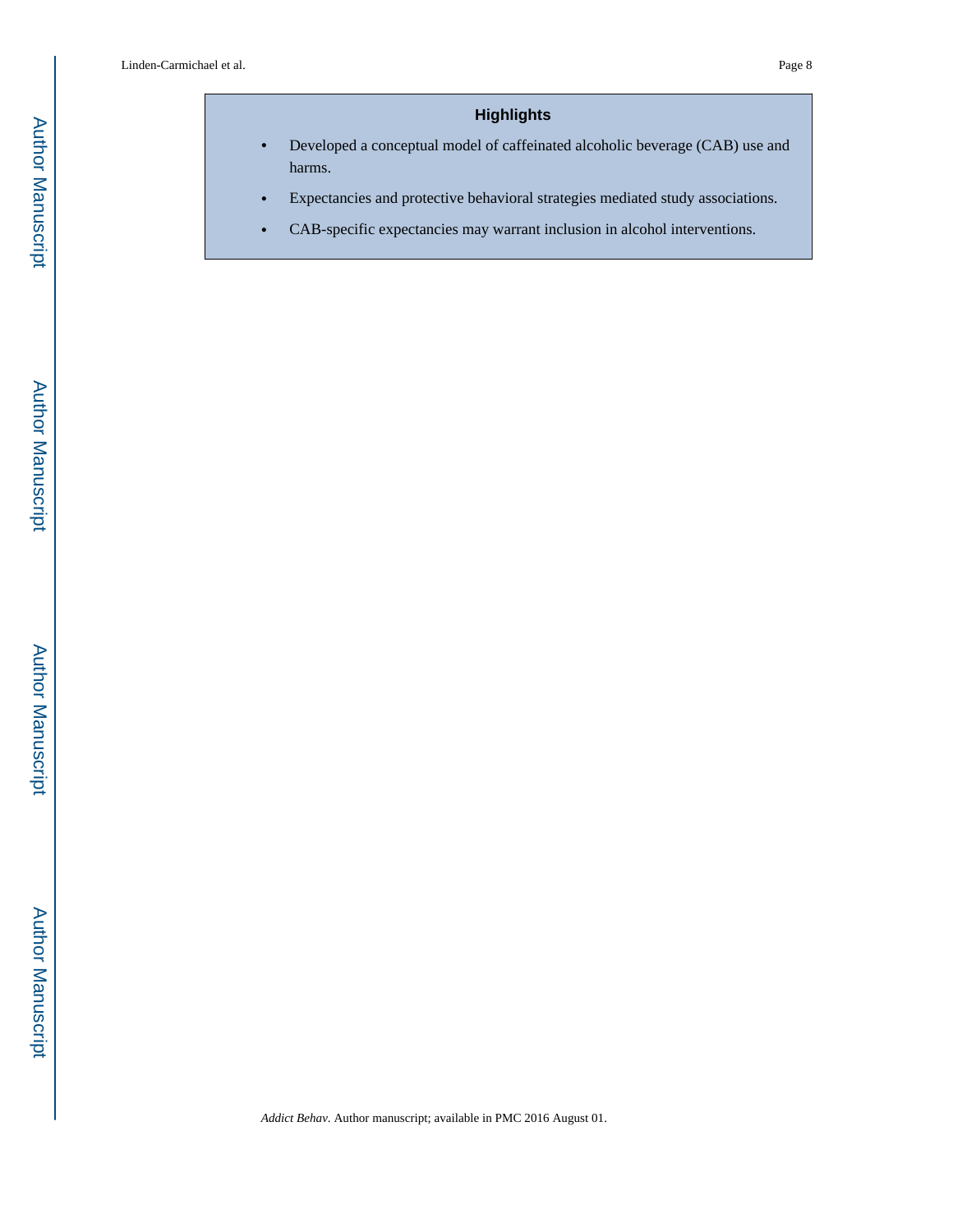## Highlights

- Developed a conceptual model of caffeinated alcoholic beverage (CAB) use and harms.
- Expectancies and protective behavioral strategies mediated study associations.
- CAB-specific expectancies may warrant inclusion in alcohol interventions.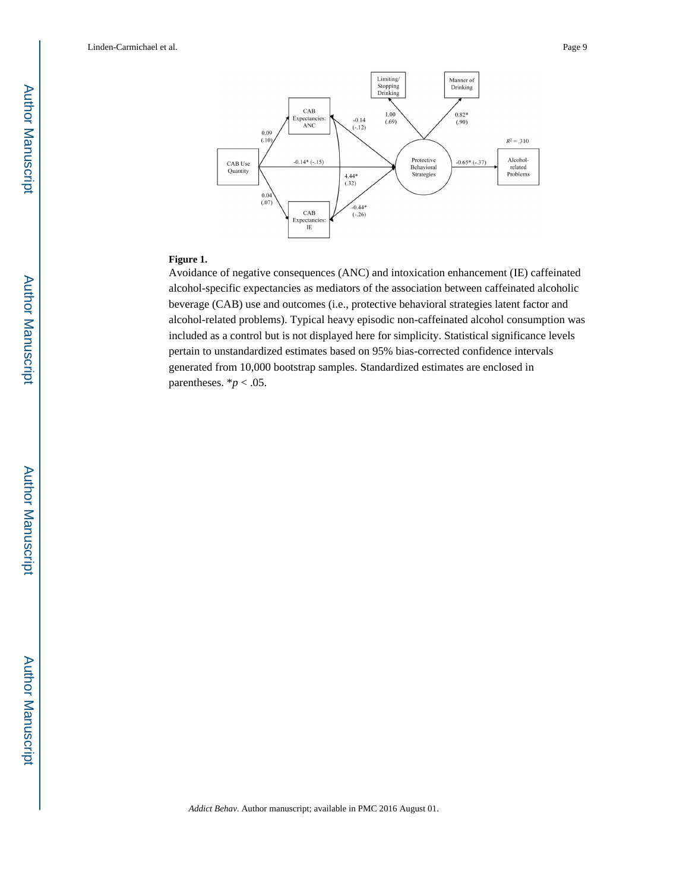**Figure 1.**

Avoidance of negative consequences (ANC) and intoxication enhancement (IE) caffeinated alcohol-specific expectancies as mediators of the association between caffeinated alcoholic beverage (CAB) use and outcomes (i.e., protective behavioral strategies latent factor and alcohol-related problems). Typical heavy episodic non-caffeinated alcohol consumption was included as a control but is not displayed here for simplicity. Statistical significance levels pertain to unstandardized estimates based on 95% bias-corrected confidence intervals generated from 10,000 bootstrap samples. Standardized estimates are enclosed in parentheses. *$p < .05$.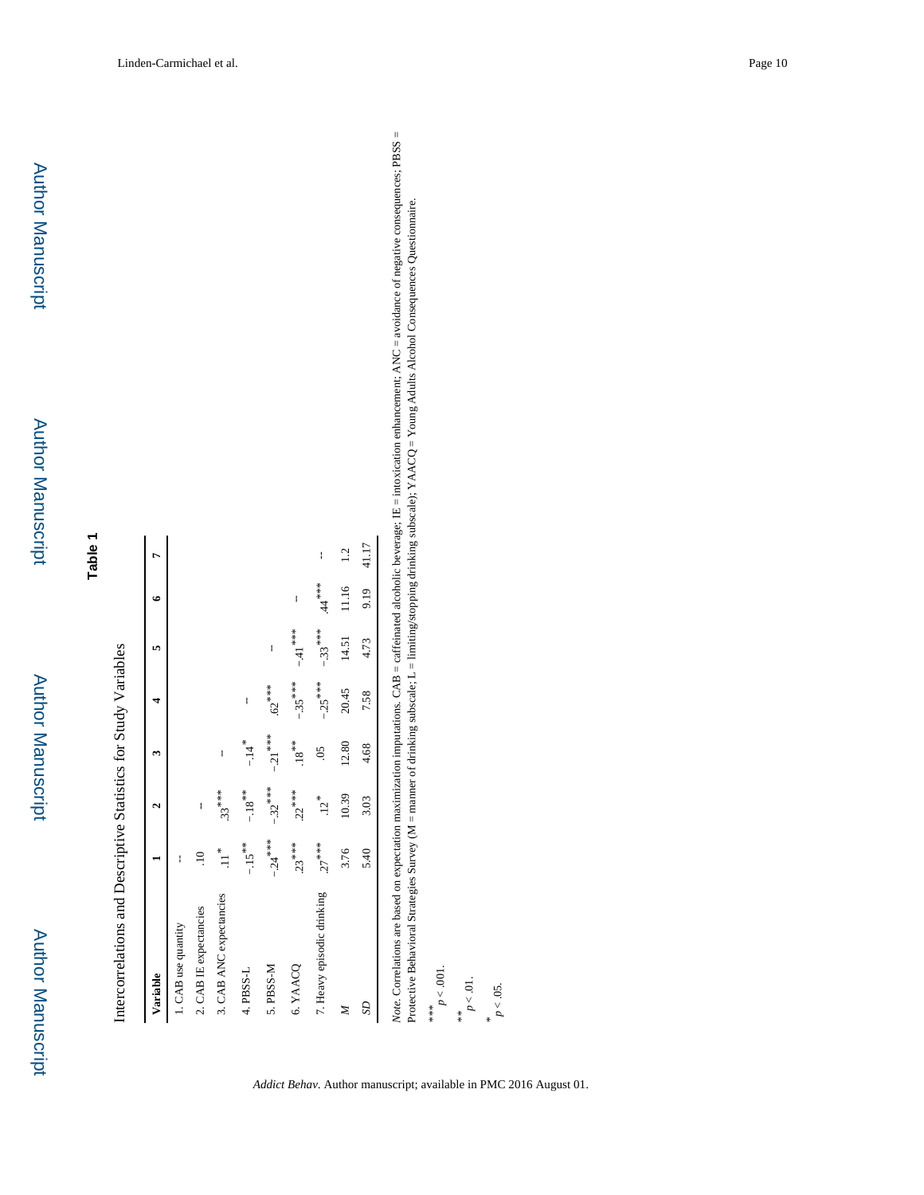## Table 1

Intercorrelations and Descriptive Statistics for Study Variables

| Variable | 1 | 2 | 3 | 4 | 5 | 6 | 7 |
|---|---|---|---|---|---|---|---|
| 1. CAB use quantity | -- | | | | | | |
| 2. CAB IE expectancies | .10 | – | | | | | |
| 3. CAB ANC expectancies | .11* | .33*** | – | | | | |
| 4. PBSS-L | −.15** | −.18** | −.14* | – | | | |
| 5. PBSS-M | −.24*** | −.32*** | −.21*** | .62*** | – | | |
| 6. YAACQ | .23*** | .22*** | .18** | −.35*** | −.41*** | – | |
| 7. Heavy episodic drinking | .27*** | .12* | .05 | −.25*** | −.33*** | .44*** | -- |
| *M* | 3.76 | 10.39 | 12.80 | 20.45 | 14.51 | 11.16 | 1.2 |
| *SD* | 5.40 | 3.03 | 4.68 | 7.58 | 4.73 | 9.19 | 41.17 |

*Note*. Correlations are based on expectation maximization imputations. CAB = caffeinated alcoholic beverage; IE = intoxication enhancement; ANC = avoidance of negative consequences; PBSS = Protective Behavioral Strategies Survey (M = manner of drinking subscale; L = limiting/stopping drinking subscale); YAACQ = Young Adults Alcohol Consequences Questionnaire.

*** $p < .001$.

** $p < .01$.

* $p < .05$.